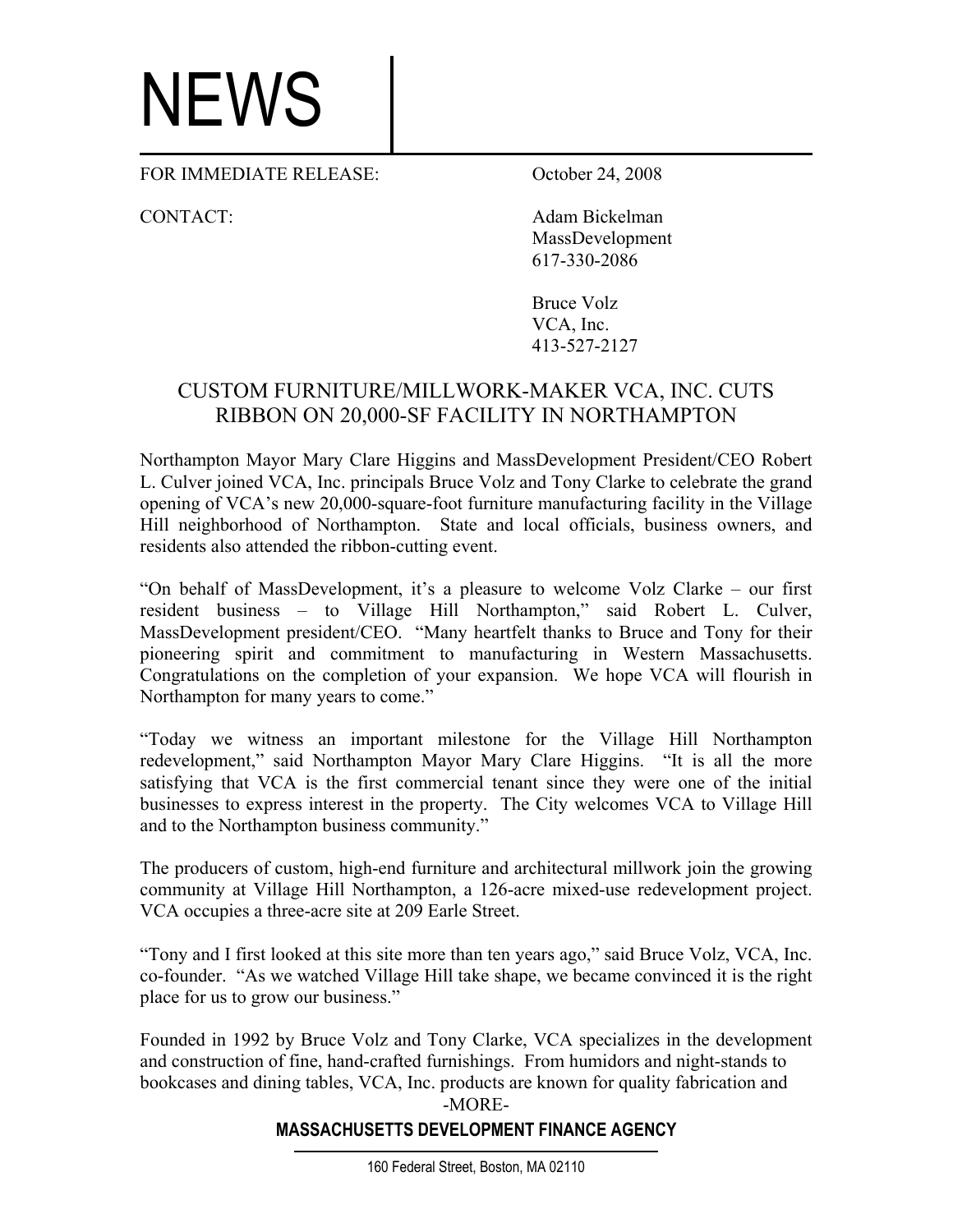# NEWS

FOR IMMEDIATE RELEASE: October 24, 2008

CONTACT:

Adam Bickelman
MassDevelopment
617-330-2086

Bruce Volz
VCA, Inc.
413-527-2127

## CUSTOM FURNITURE/MILLWORK-MAKER VCA, INC. CUTS RIBBON ON 20,000-SF FACILITY IN NORTHAMPTON

Northampton Mayor Mary Clare Higgins and MassDevelopment President/CEO Robert L. Culver joined VCA, Inc. principals Bruce Volz and Tony Clarke to celebrate the grand opening of VCA's new 20,000-square-foot furniture manufacturing facility in the Village Hill neighborhood of Northampton. State and local officials, business owners, and residents also attended the ribbon-cutting event.

"On behalf of MassDevelopment, it's a pleasure to welcome Volz Clarke – our first resident business – to Village Hill Northampton," said Robert L. Culver, MassDevelopment president/CEO. "Many heartfelt thanks to Bruce and Tony for their pioneering spirit and commitment to manufacturing in Western Massachusetts. Congratulations on the completion of your expansion. We hope VCA will flourish in Northampton for many years to come."

"Today we witness an important milestone for the Village Hill Northampton redevelopment," said Northampton Mayor Mary Clare Higgins. "It is all the more satisfying that VCA is the first commercial tenant since they were one of the initial businesses to express interest in the property. The City welcomes VCA to Village Hill and to the Northampton business community."

The producers of custom, high-end furniture and architectural millwork join the growing community at Village Hill Northampton, a 126-acre mixed-use redevelopment project. VCA occupies a three-acre site at 209 Earle Street.

"Tony and I first looked at this site more than ten years ago," said Bruce Volz, VCA, Inc. co-founder. "As we watched Village Hill take shape, we became convinced it is the right place for us to grow our business."

Founded in 1992 by Bruce Volz and Tony Clarke, VCA specializes in the development and construction of fine, hand-crafted furnishings. From humidors and night-stands to bookcases and dining tables, VCA, Inc. products are known for quality fabrication and

-MORE-

**MASSACHUSETTS DEVELOPMENT FINANCE AGENCY**

160 Federal Street, Boston, MA 02110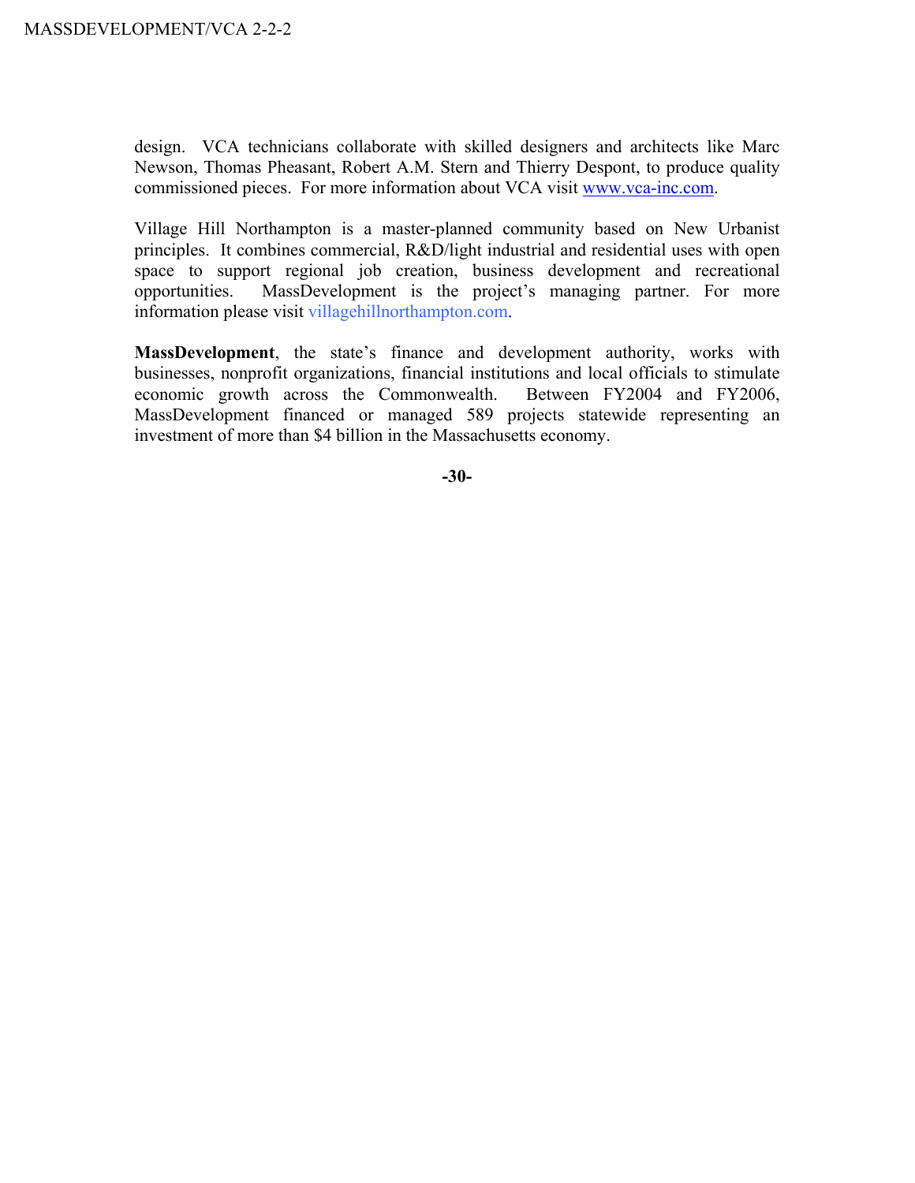design. VCA technicians collaborate with skilled designers and architects like Marc Newson, Thomas Pheasant, Robert A.M. Stern and Thierry Despont, to produce quality commissioned pieces. For more information about VCA visit www.vca-inc.com.

Village Hill Northampton is a master-planned community based on New Urbanist principles. It combines commercial, R&D/light industrial and residential uses with open space to support regional job creation, business development and recreational opportunities. MassDevelopment is the project's managing partner. For more information please visit villagehillnorthampton.com.

**MassDevelopment**, the state's finance and development authority, works with businesses, nonprofit organizations, financial institutions and local officials to stimulate economic growth across the Commonwealth. Between FY2004 and FY2006, MassDevelopment financed or managed 589 projects statewide representing an investment of more than $4 billion in the Massachusetts economy.

**-30-**